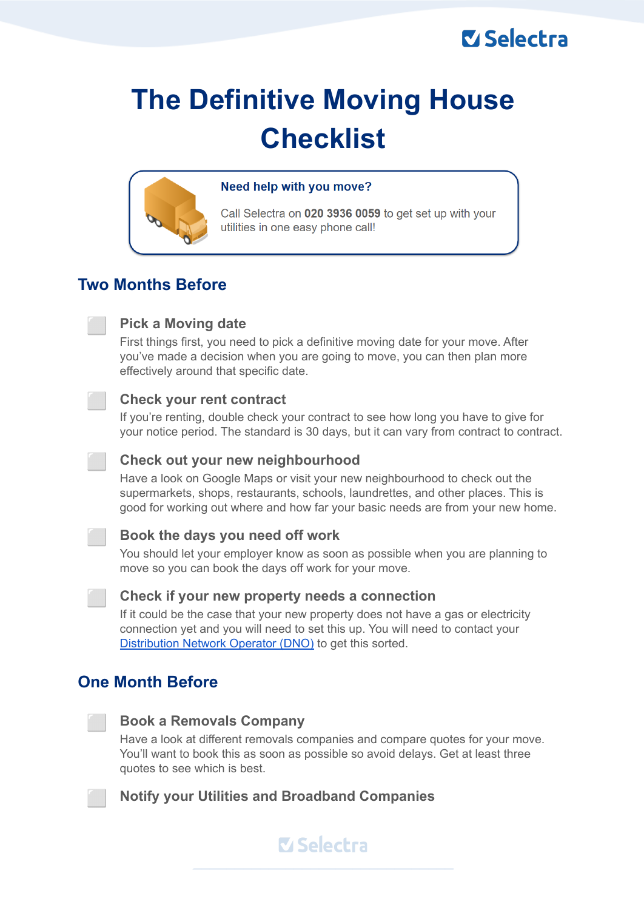# The Definitive Moving House Checklist

**Need help with you move?**

Call Selectra on **020 3936 0059** to get set up with your utilities in one easy phone call!

## Two Months Before

- [ ] **Pick a Moving date**
  First things first, you need to pick a definitive moving date for your move. After you've made a decision when you are going to move, you can then plan more effectively around that specific date.

- [ ] **Check your rent contract**
  If you're renting, double check your contract to see how long you have to give for your notice period. The standard is 30 days, but it can vary from contract to contract.

- [ ] **Check out your new neighbourhood**
  Have a look on Google Maps or visit your new neighbourhood to check out the supermarkets, shops, restaurants, schools, laundrettes, and other places. This is good for working out where and how far your basic needs are from your new home.

- [ ] **Book the days you need off work**
  You should let your employer know as soon as possible when you are planning to move so you can book the days off work for your move.

- [ ] **Check if your new property needs a connection**
  If it could be the case that your new property does not have a gas or electricity connection yet and you will need to set this up. You will need to contact your Distribution Network Operator (DNO) to get this sorted.

## One Month Before

- [ ] **Book a Removals Company**
  Have a look at different removals companies and compare quotes for your move. You'll want to book this as soon as possible so avoid delays. Get at least three quotes to see which is best.

- [ ] **Notify your Utilities and Broadband Companies**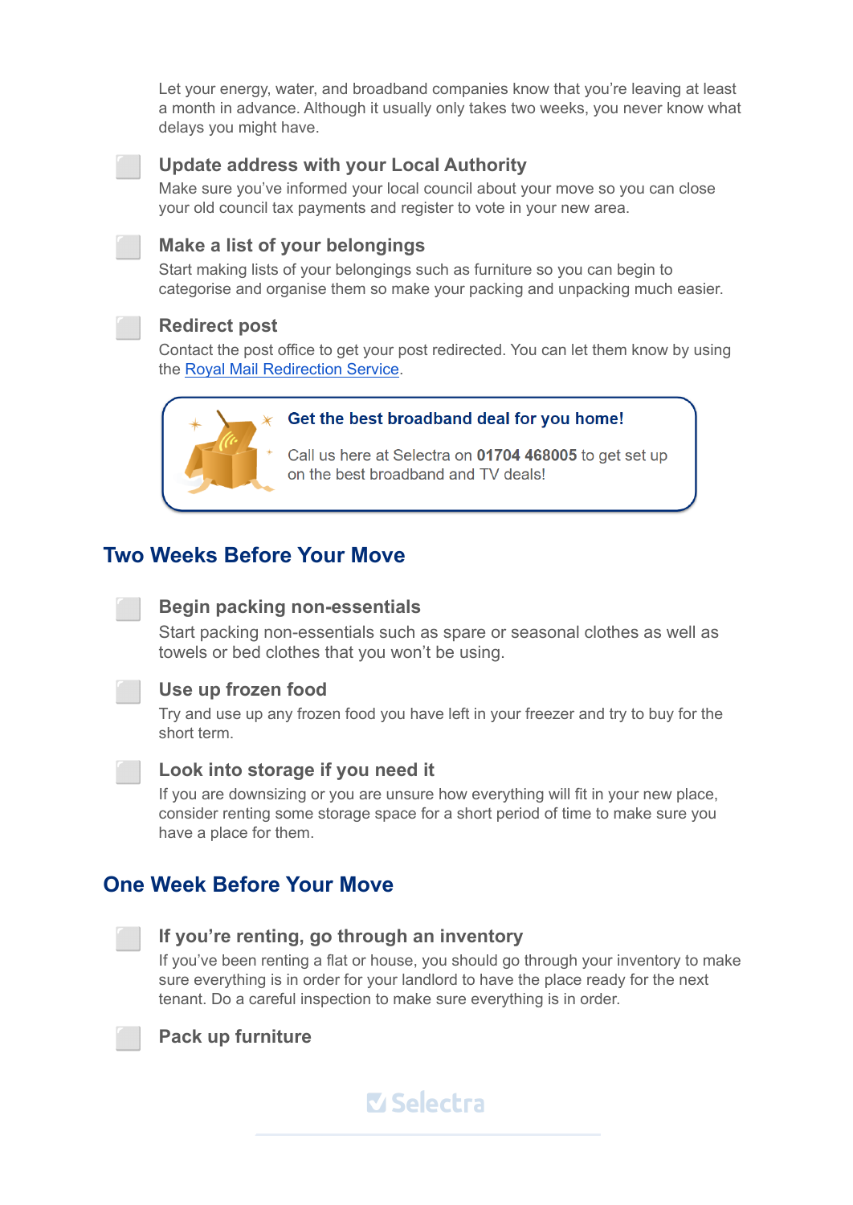Let your energy, water, and broadband companies know that you're leaving at least a month in advance. Although it usually only takes two weeks, you never know what delays you might have.

- [ ] **Update address with your Local Authority**
  Make sure you've informed your local council about your move so you can close your old council tax payments and register to vote in your new area.

- [ ] **Make a list of your belongings**
  Start making lists of your belongings such as furniture so you can begin to categorise and organise them so make your packing and unpacking much easier.

- [ ] **Redirect post**
  Contact the post office to get your post redirected. You can let them know by using the [Royal Mail Redirection Service](#).

> **Get the best broadband deal for you home!**
>
> Call us here at Selectra on **01704 468005** to get set up on the best broadband and TV deals!

## Two Weeks Before Your Move

- [ ] **Begin packing non-essentials**
  Start packing non-essentials such as spare or seasonal clothes as well as towels or bed clothes that you won't be using.

- [ ] **Use up frozen food**
  Try and use up any frozen food you have left in your freezer and try to buy for the short term.

- [ ] **Look into storage if you need it**
  If you are downsizing or you are unsure how everything will fit in your new place, consider renting some storage space for a short period of time to make sure you have a place for them.

## One Week Before Your Move

- [ ] **If you're renting, go through an inventory**
  If you've been renting a flat or house, you should go through your inventory to make sure everything is in order for your landlord to have the place ready for the next tenant. Do a careful inspection to make sure everything is in order.

- [ ] **Pack up furniture**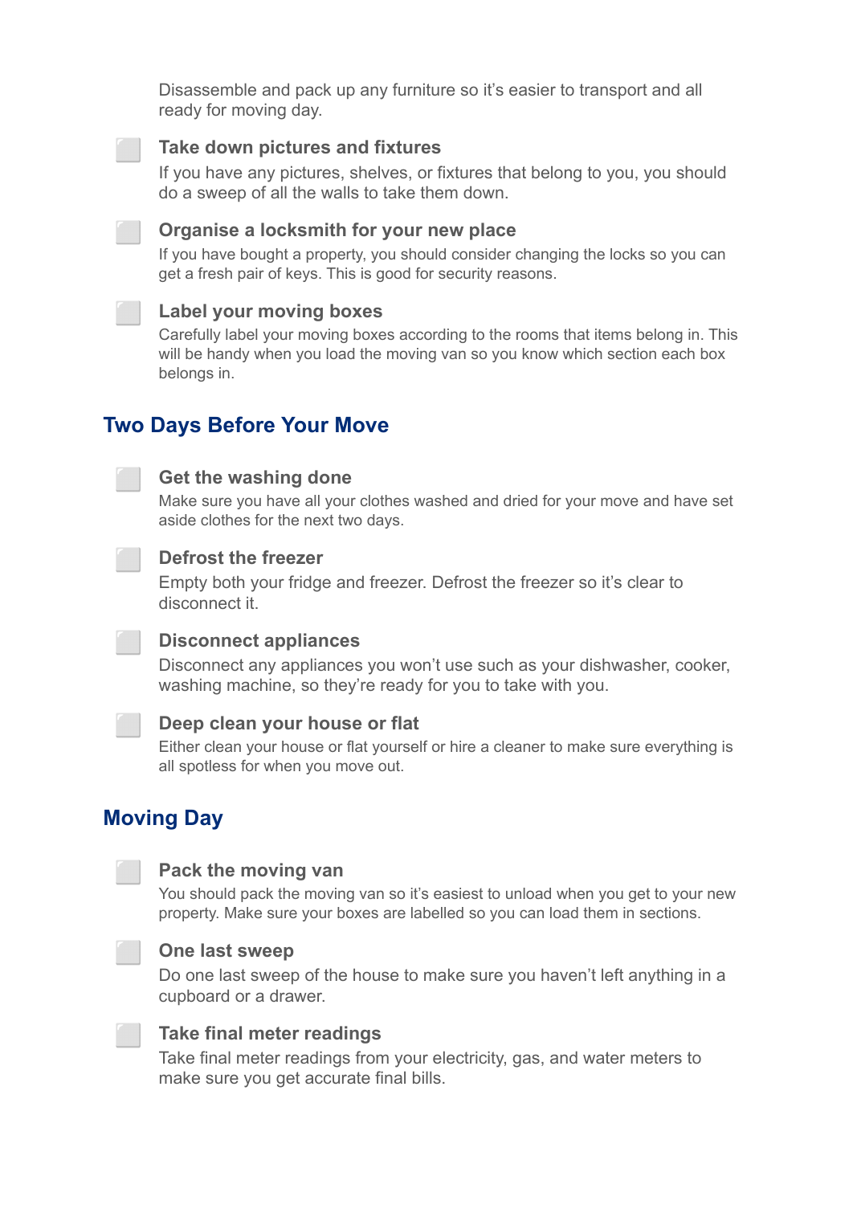Disassemble and pack up any furniture so it's easier to transport and all ready for moving day.

- [ ] **Take down pictures and fixtures**

  If you have any pictures, shelves, or fixtures that belong to you, you should do a sweep of all the walls to take them down.

- [ ] **Organise a locksmith for your new place**

  If you have bought a property, you should consider changing the locks so you can get a fresh pair of keys. This is good for security reasons.

- [ ] **Label your moving boxes**

  Carefully label your moving boxes according to the rooms that items belong in. This will be handy when you load the moving van so you know which section each box belongs in.

## Two Days Before Your Move

- [ ] **Get the washing done**

  Make sure you have all your clothes washed and dried for your move and have set aside clothes for the next two days.

- [ ] **Defrost the freezer**

  Empty both your fridge and freezer. Defrost the freezer so it's clear to disconnect it.

- [ ] **Disconnect appliances**

  Disconnect any appliances you won't use such as your dishwasher, cooker, washing machine, so they're ready for you to take with you.

- [ ] **Deep clean your house or flat**

  Either clean your house or flat yourself or hire a cleaner to make sure everything is all spotless for when you move out.

## Moving Day

- [ ] **Pack the moving van**

  You should pack the moving van so it's easiest to unload when you get to your new property. Make sure your boxes are labelled so you can load them in sections.

- [ ] **One last sweep**

  Do one last sweep of the house to make sure you haven't left anything in a cupboard or a drawer.

- [ ] **Take final meter readings**

  Take final meter readings from your electricity, gas, and water meters to make sure you get accurate final bills.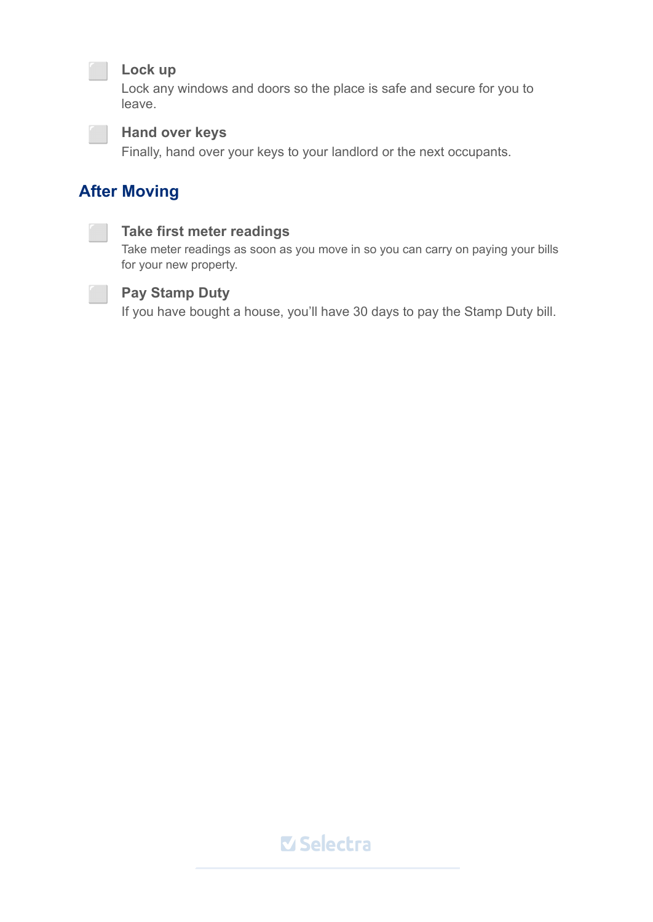- [ ] **Lock up**
  Lock any windows and doors so the place is safe and secure for you to leave.

- [ ] **Hand over keys**
  Finally, hand over your keys to your landlord or the next occupants.

## After Moving

- [ ] **Take first meter readings**
  Take meter readings as soon as you move in so you can carry on paying your bills for your new property.

- [ ] **Pay Stamp Duty**
  If you have bought a house, you'll have 30 days to pay the Stamp Duty bill.